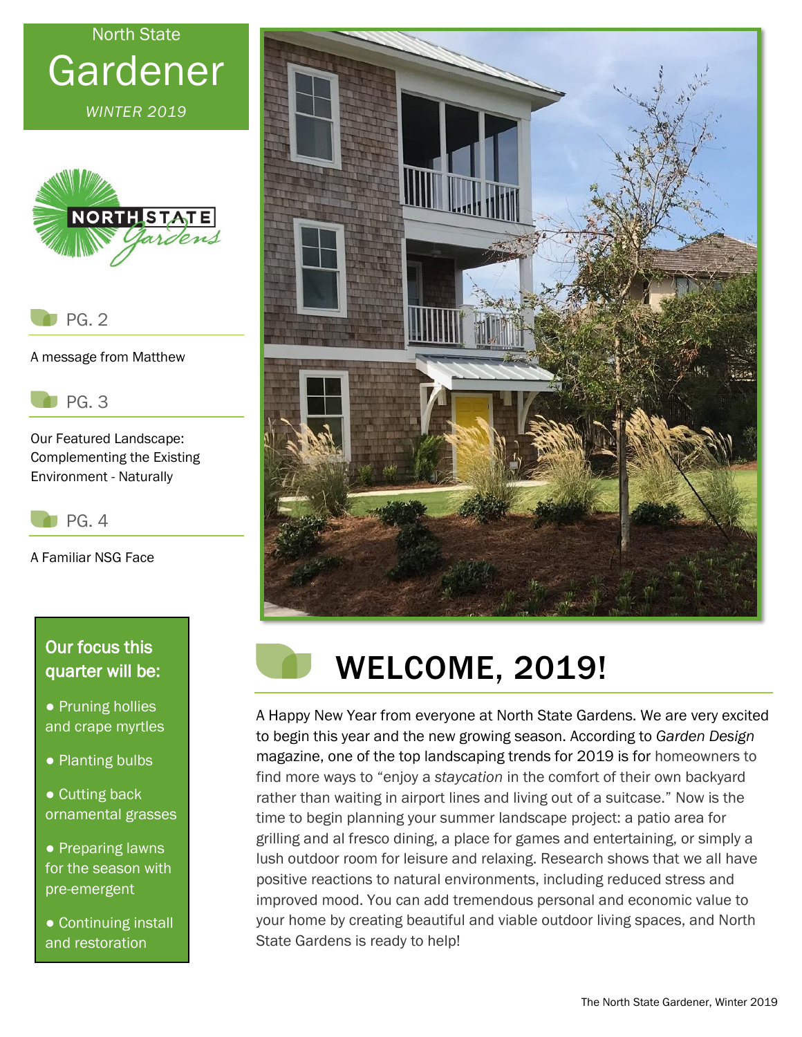North State

# Gardener

*WINTER 2019*

PG. 2

A message from Matthew

PG. 3

Our Featured Landscape: Complementing the Existing Environment - Naturally

PG. 4

A Familiar NSG Face

### Our focus this quarter will be:

- Pruning hollies and crape myrtles
- Planting bulbs
- Cutting back ornamental grasses
- Preparing lawns for the season with pre-emergent
- Continuing install and restoration

## WELCOME, 2019!

A Happy New Year from everyone at North State Gardens. We are very excited to begin this year and the new growing season. According to *Garden Design* magazine, one of the top landscaping trends for 2019 is for homeowners to find more ways to "enjoy a *staycation* in the comfort of their own backyard rather than waiting in airport lines and living out of a suitcase." Now is the time to begin planning your summer landscape project: a patio area for grilling and al fresco dining, a place for games and entertaining, or simply a lush outdoor room for leisure and relaxing. Research shows that we all have positive reactions to natural environments, including reduced stress and improved mood. You can add tremendous personal and economic value to your home by creating beautiful and viable outdoor living spaces, and North State Gardens is ready to help!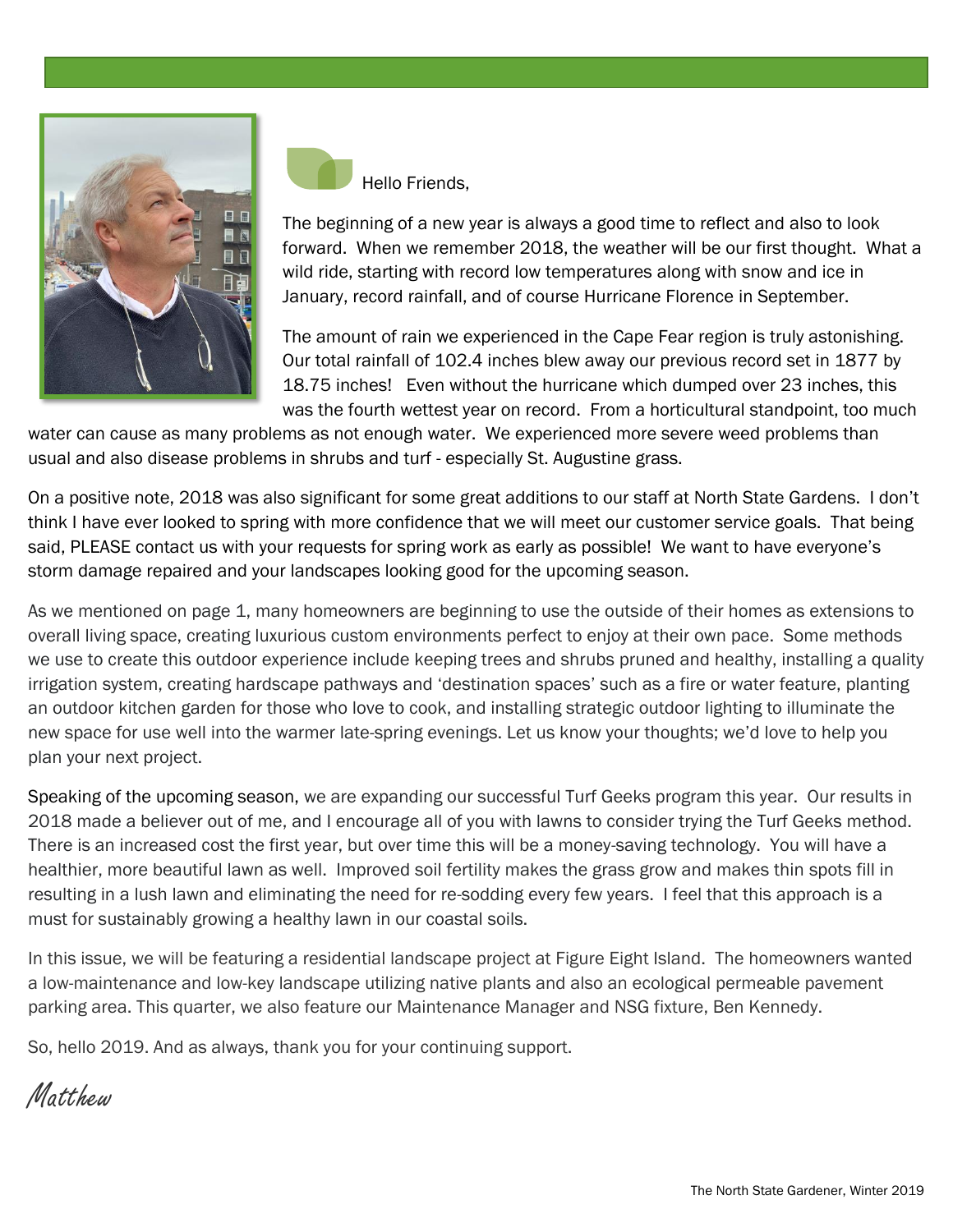Hello Friends,

The beginning of a new year is always a good time to reflect and also to look forward. When we remember 2018, the weather will be our first thought. What a wild ride, starting with record low temperatures along with snow and ice in January, record rainfall, and of course Hurricane Florence in September.

The amount of rain we experienced in the Cape Fear region is truly astonishing. Our total rainfall of 102.4 inches blew away our previous record set in 1877 by 18.75 inches! Even without the hurricane which dumped over 23 inches, this was the fourth wettest year on record. From a horticultural standpoint, too much water can cause as many problems as not enough water. We experienced more severe weed problems than usual and also disease problems in shrubs and turf - especially St. Augustine grass.

On a positive note, 2018 was also significant for some great additions to our staff at North State Gardens. I don't think I have ever looked to spring with more confidence that we will meet our customer service goals. That being said, PLEASE contact us with your requests for spring work as early as possible! We want to have everyone's storm damage repaired and your landscapes looking good for the upcoming season.

As we mentioned on page 1, many homeowners are beginning to use the outside of their homes as extensions to overall living space, creating luxurious custom environments perfect to enjoy at their own pace. Some methods we use to create this outdoor experience include keeping trees and shrubs pruned and healthy, installing a quality irrigation system, creating hardscape pathways and 'destination spaces' such as a fire or water feature, planting an outdoor kitchen garden for those who love to cook, and installing strategic outdoor lighting to illuminate the new space for use well into the warmer late-spring evenings. Let us know your thoughts; we'd love to help you plan your next project.

Speaking of the upcoming season, we are expanding our successful Turf Geeks program this year. Our results in 2018 made a believer out of me, and I encourage all of you with lawns to consider trying the Turf Geeks method. There is an increased cost the first year, but over time this will be a money-saving technology. You will have a healthier, more beautiful lawn as well. Improved soil fertility makes the grass grow and makes thin spots fill in resulting in a lush lawn and eliminating the need for re-sodding every few years. I feel that this approach is a must for sustainably growing a healthy lawn in our coastal soils.

In this issue, we will be featuring a residential landscape project at Figure Eight Island. The homeowners wanted a low-maintenance and low-key landscape utilizing native plants and also an ecological permeable pavement parking area. This quarter, we also feature our Maintenance Manager and NSG fixture, Ben Kennedy.

So, hello 2019. And as always, thank you for your continuing support.

*Matthew*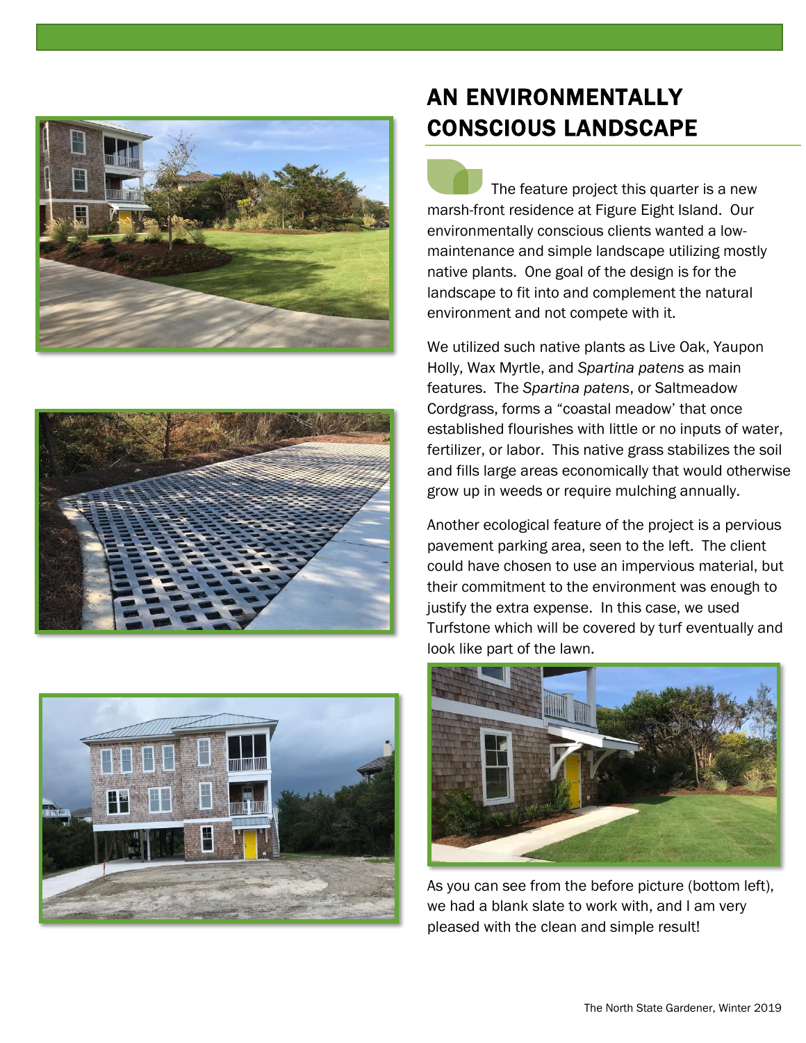## AN ENVIRONMENTALLY CONSCIOUS LANDSCAPE

The feature project this quarter is a new marsh-front residence at Figure Eight Island. Our environmentally conscious clients wanted a low-maintenance and simple landscape utilizing mostly native plants. One goal of the design is for the landscape to fit into and complement the natural environment and not compete with it.

We utilized such native plants as Live Oak, Yaupon Holly, Wax Myrtle, and *Spartina patens* as main features. The *Spartina patens*, or Saltmeadow Cordgrass, forms a "coastal meadow' that once established flourishes with little or no inputs of water, fertilizer, or labor. This native grass stabilizes the soil and fills large areas economically that would otherwise grow up in weeds or require mulching annually.

Another ecological feature of the project is a pervious pavement parking area, seen to the left. The client could have chosen to use an impervious material, but their commitment to the environment was enough to justify the extra expense. In this case, we used Turfstone which will be covered by turf eventually and look like part of the lawn.

As you can see from the before picture (bottom left), we had a blank slate to work with, and I am very pleased with the clean and simple result!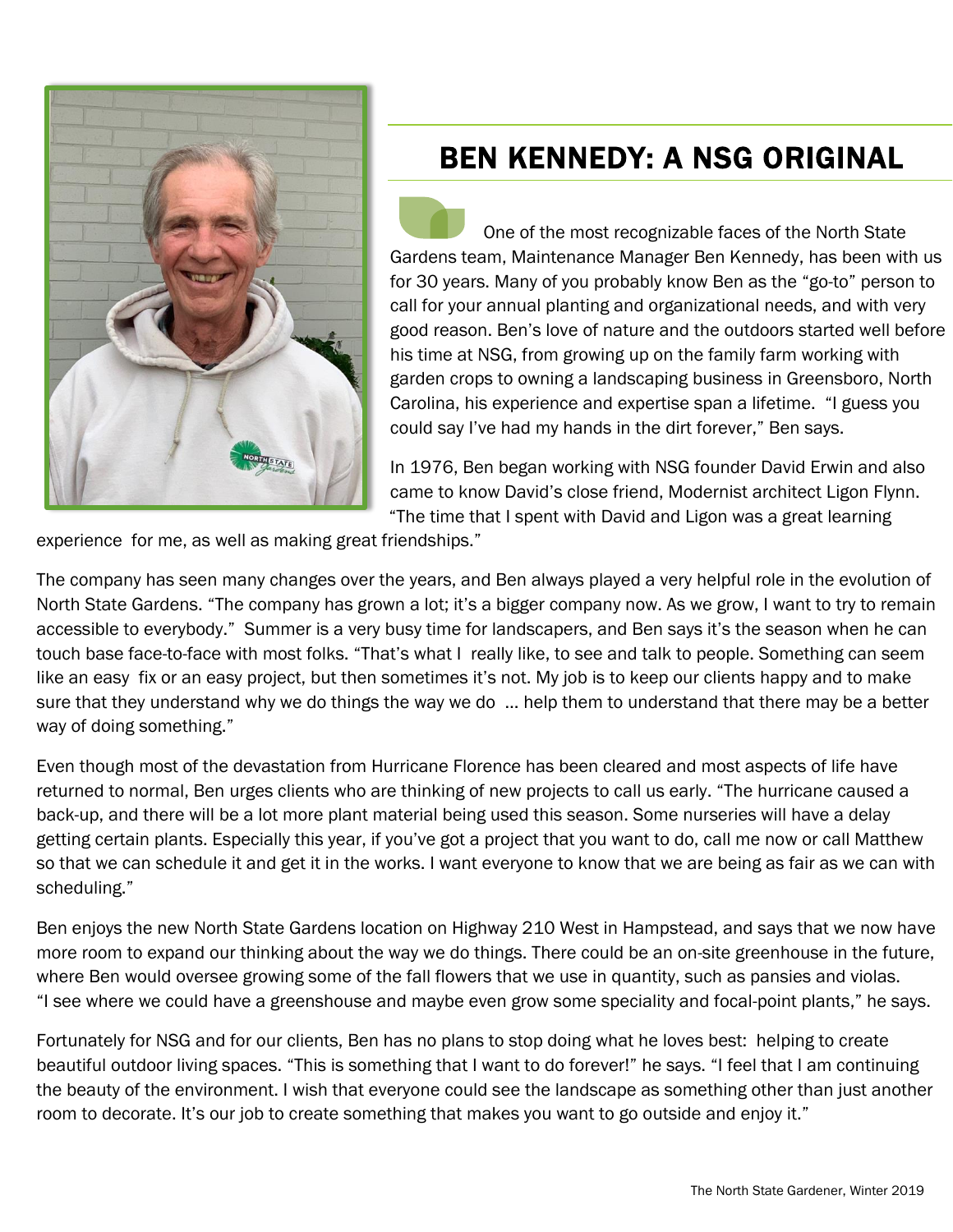# BEN KENNEDY: A NSG ORIGINAL

One of the most recognizable faces of the North State Gardens team, Maintenance Manager Ben Kennedy, has been with us for 30 years. Many of you probably know Ben as the "go-to" person to call for your annual planting and organizational needs, and with very good reason. Ben's love of nature and the outdoors started well before his time at NSG, from growing up on the family farm working with garden crops to owning a landscaping business in Greensboro, North Carolina, his experience and expertise span a lifetime. "I guess you could say I've had my hands in the dirt forever," Ben says.

In 1976, Ben began working with NSG founder David Erwin and also came to know David's close friend, Modernist architect Ligon Flynn. "The time that I spent with David and Ligon was a great learning experience for me, as well as making great friendships."

The company has seen many changes over the years, and Ben always played a very helpful role in the evolution of North State Gardens. "The company has grown a lot; it's a bigger company now. As we grow, I want to try to remain accessible to everybody." Summer is a very busy time for landscapers, and Ben says it's the season when he can touch base face-to-face with most folks. "That's what I really like, to see and talk to people. Something can seem like an easy fix or an easy project, but then sometimes it's not. My job is to keep our clients happy and to make sure that they understand why we do things the way we do ... help them to understand that there may be a better way of doing something."

Even though most of the devastation from Hurricane Florence has been cleared and most aspects of life have returned to normal, Ben urges clients who are thinking of new projects to call us early. "The hurricane caused a back-up, and there will be a lot more plant material being used this season. Some nurseries will have a delay getting certain plants. Especially this year, if you've got a project that you want to do, call me now or call Matthew so that we can schedule it and get it in the works. I want everyone to know that we are being as fair as we can with scheduling."

Ben enjoys the new North State Gardens location on Highway 210 West in Hampstead, and says that we now have more room to expand our thinking about the way we do things. There could be an on-site greenhouse in the future, where Ben would oversee growing some of the fall flowers that we use in quantity, such as pansies and violas. "I see where we could have a greenshouse and maybe even grow some speciality and focal-point plants," he says.

Fortunately for NSG and for our clients, Ben has no plans to stop doing what he loves best: helping to create beautiful outdoor living spaces. "This is something that I want to do forever!" he says. "I feel that I am continuing the beauty of the environment. I wish that everyone could see the landscape as something other than just another room to decorate. It's our job to create something that makes you want to go outside and enjoy it."